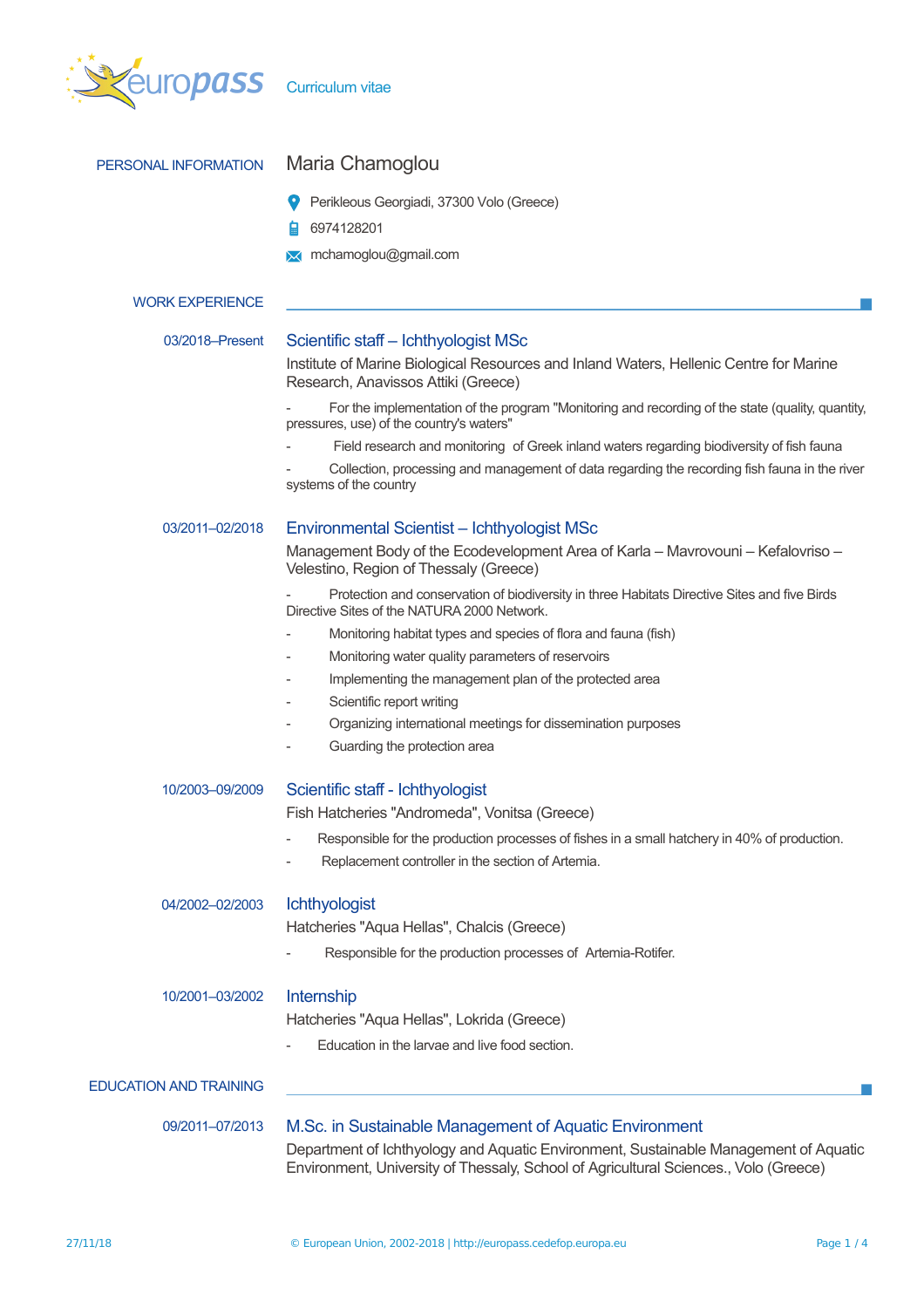europass Curriculum vitae

## PERSONAL INFORMATION

# Maria Chamoglou

Perikleous Georgiadi, 37300 Volo (Greece)

6974128201

mchamoglou@gmail.com

## WORK EXPERIENCE

03/2018–Present

### Scientific staff – Ichthyologist MSc

Institute of Marine Biological Resources and Inland Waters, Hellenic Centre for Marine Research, Anavissos Attiki (Greece)

- For the implementation of the program "Monitoring and recording of the state (quality, quantity, pressures, use) of the country's waters"
- Field research and monitoring of Greek inland waters regarding biodiversity of fish fauna
- Collection, processing and management of data regarding the recording fish fauna in the river systems of the country

03/2011–02/2018

### Environmental Scientist – Ichthyologist MSc

Management Body of the Ecodevelopment Area of Karla – Mavrovouni – Kefalovriso – Velestino, Region of Thessaly (Greece)

- Protection and conservation of biodiversity in three Habitats Directive Sites and five Birds Directive Sites of the NATURA 2000 Network.
- Monitoring habitat types and species of flora and fauna (fish)
- Monitoring water quality parameters of reservoirs
- Implementing the management plan of the protected area
- Scientific report writing
- Organizing international meetings for dissemination purposes
- Guarding the protection area

10/2003–09/2009

### Scientific staff - Ichthyologist

Fish Hatcheries "Andromeda", Vonitsa (Greece)

- Responsible for the production processes of fishes in a small hatchery in 40% of production.
- Replacement controller in the section of Artemia.

04/2002–02/2003

### Ichthyologist

Hatcheries "Aqua Hellas", Chalcis (Greece)

- Responsible for the production processes of Artemia-Rotifer.

10/2001–03/2002

### Internship

Hatcheries "Aqua Hellas", Lokrida (Greece)

- Education in the larvae and live food section.

## EDUCATION AND TRAINING

09/2011–07/2013

### M.Sc. in Sustainable Management of Aquatic Environment

Department of Ichthyology and Aquatic Environment, Sustainable Management of Aquatic Environment, University of Thessaly, School of Agricultural Sciences., Volo (Greece)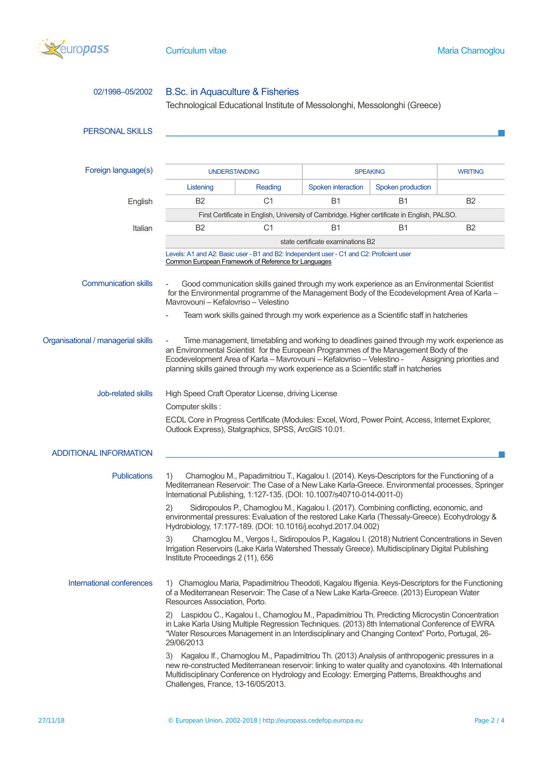02/1998–05/2002 **B.Sc. in Aquaculture & Fisheries**

Technological Educational Institute of Messolonghi, Messolonghi (Greece)

## PERSONAL SKILLS

### Foreign language(s)

| | UNDERSTANDING | | SPEAKING | | WRITING |
|---|---|---|---|---|---|
| | Listening | Reading | Spoken interaction | Spoken production | |
| English | B2 | C1 | B1 | B1 | B2 |
| | First Certificate in English, University of Cambridge. Higher certificate in English, PALSO. | | | | |
| Italian | B2 | C1 | B1 | B1 | B2 |
| | state certificate examinations B2 | | | | |

Levels: A1 and A2: Basic user - B1 and B2: Independent user - C1 and C2: Proficient user
Common European Framework of Reference for Languages

### Communication skills

- Good communication skills gained through my work experience as an Environmental Scientist for the Environmental programme of the Management Body of the Ecodevelopment Area of Karla – Mavrovouni – Kefalovriso – Velestino
- Team work skills gained through my work experience as a Scientific staff in hatcheries

### Organisational / managerial skills

- Time management, timetabling and working to deadlines gained through my work experience as an Environmental Scientist for the European Programmes of the Management Body of the Ecodevelopment Area of Karla – Mavrovouni – Kefalovriso – Velestino - Assigning priorities and planning skills gained through my work experience as a Scientific staff in hatcheries

### Job-related skills

High Speed Craft Operator License, driving License

Computer skills :

ECDL Core in Progress Certificate (Modules: Excel, Word, Power Point, Access, Internet Explorer, Outlook Express), Statgraphics, SPSS, ArcGIS 10.01.

## ADDITIONAL INFORMATION

### Publications

1) Chamoglou M., Papadimitriou T., Kagalou I. (2014). Keys-Descriptors for the Functioning of a Mediterranean Reservoir: The Case of a New Lake Karla-Greece. Environmental processes, Springer International Publishing, 1:127-135. (DOI: 10.1007/s40710-014-0011-0)

2) Sidiropoulos P., Chamoglou M., Kagalou I. (2017). Combining conflicting, economic, and environmental pressures: Evaluation of the restored Lake Karla (Thessaly-Greece). Ecohydrology & Hydrobiology, 17:177-189. (DOI: 10.1016/j.ecohyd.2017.04.002)

3) Chamoglou M., Vergos I., Sidiropoulos P., Kagalou I. (2018) Nutrient Concentrations in Seven Irrigation Reservoirs (Lake Karla Watershed Thessaly Greece). Multidisciplinary Digital Publishing Institute Proceedings 2 (11), 656

### International conferences

1) Chamoglou Maria, Papadimitriou Theodoti, Kagalou Ifigenia. Keys-Descriptors for the Functioning of a Mediterranean Reservoir: The Case of a New Lake Karla-Greece. (2013) European Water Resources Association, Porto.

2) Laspidou C., Kagalou I., Chamoglou M., Papadimitriou Th. Predicting Microcystin Concentration in Lake Karla Using Multiple Regression Techniques. (2013) 8th International Conference of EWRA "Water Resources Management in an Interdisciplinary and Changing Context" Porto, Portugal, 26-29/06/2013

3) Kagalou If., Chamoglou M., Papadimitriou Th. (2013) Analysis of anthropogenic pressures in a new re-constructed Mediterranean reservoir: linking to water quality and cyanotoxins. 4th International Multidisciplinary Conference on Hydrology and Ecology: Emerging Patterns, Breakthoughs and Challenges, France, 13-16/05/2013.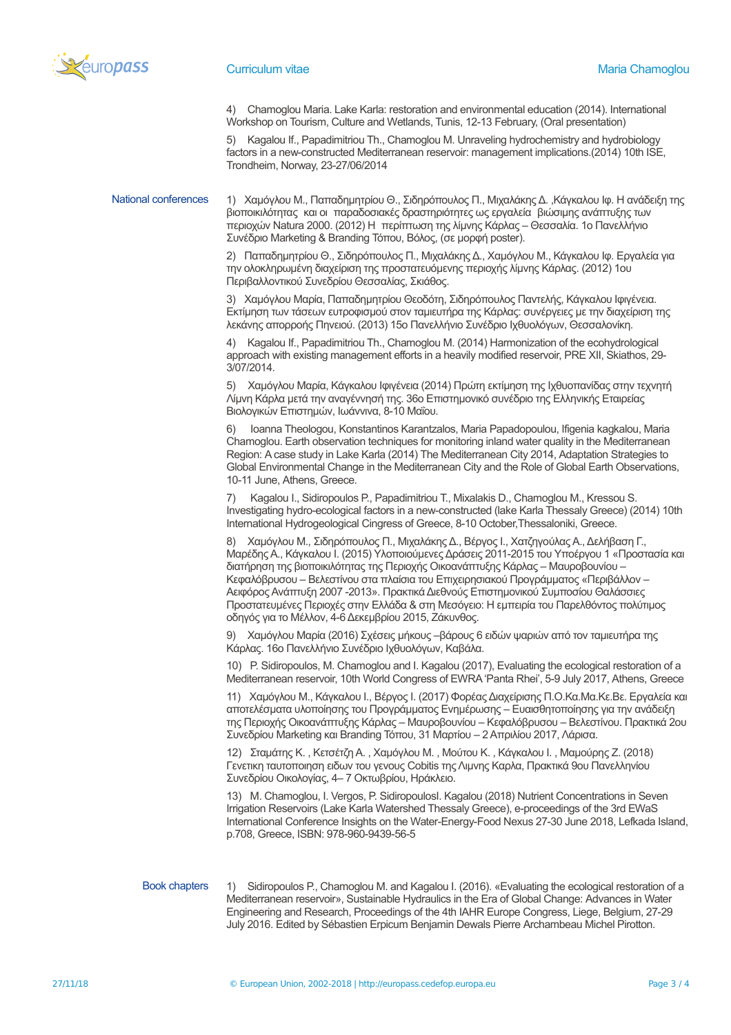4) Chamoglou Maria. Lake Karla: restoration and environmental education (2014). International Workshop on Tourism, Culture and Wetlands, Tunis, 12-13 February, (Oral presentation)

5) Kagalou If., Papadimitriou Th., Chamoglou M. Unraveling hydrochemistry and hydrobiology factors in a new-constructed Mediterranean reservoir: management implications.(2014) 10th ISE, Trondheim, Norway, 23-27/06/2014

**National conferences**

1) Χαμόγλου Μ., Παπαδημητρίου Θ., Σιδηρόπουλος Π., Μιχαλάκης Δ. ,Κάγκαλου Ιφ. Η ανάδειξη της βιοποικιλότητας και οι παραδοσιακές δραστηριότητες ως εργαλεία βιώσιμης ανάπτυξης των περιοχών Natura 2000. (2012) Η περίπτωση της λίμνης Κάρλας – Θεσσαλία. 1ο Πανελλήνιο Συνέδριο Marketing & Branding Τόπου, Βόλος, (σε μορφή poster).

2) Παπαδημητρίου Θ., Σιδηρόπουλος Π., Μιχαλάκης Δ., Χαμόγλου Μ., Κάγκαλου Ιφ. Εργαλεία για την ολοκληρωμένη διαχείριση της προστατευόμενης περιοχής λίμνης Κάρλας. (2012) 1ου Περιβαλλοντικού Συνεδρίου Θεσσαλίας, Σκιάθος.

3) Χαμόγλου Μαρία, Παπαδημητρίου Θεοδότη, Σιδηρόπουλος Παντελής, Κάγκαλου Ιφιγένεια. Εκτίμηση των τάσεων ευτροφισμού στον ταμιευτήρα της Κάρλας: συνέργειες με την διαχείριση της λεκάνης απορροής Πηνειού. (2013) 15ο Πανελλήνιο Συνέδριο Ιχθυολόγων, Θεσσαλονίκη.

4) Kagalou If., Papadimitriou Th., Chamoglou M. (2014) Harmonization of the ecohydrological approach with existing management efforts in a heavily modified reservoir, PRE XII, Skiathos, 29-3/07/2014.

5) Χαμόγλου Μαρία, Κάγκαλου Ιφιγένεια (2014) Πρώτη εκτίμηση της Ιχθυοπανίδας στην τεχνητή Λίμνη Κάρλα μετά την αναγέννησή της. 36ο Επιστημονικό συνέδριο της Ελληνικής Εταιρείας Βιολογικών Επιστημών, Ιωάννινα, 8-10 Μαΐου.

6) Ioanna Theologou, Konstantinos Karantzalos, Maria Papadopoulou, Ifigenia kagkalou, Maria Chamoglou. Earth observation techniques for monitoring inland water quality in the Mediterranean Region: A case study in Lake Karla (2014) The Mediterranean City 2014, Adaptation Strategies to Global Environmental Change in the Mediterranean City and the Role of Global Earth Observations, 10-11 June, Athens, Greece.

7) Kagalou I., Sidiropoulos P., Papadimitriou T., Mixalakis D., Chamoglou M., Kressou S. Investigating hydro-ecological factors in a new-constructed (lake Karla Thessaly Greece) (2014) 10th International Hydrogeological Cingress of Greece, 8-10 October,Thessaloniki, Greece.

8) Χαμόγλου Μ., Σιδηρόπουλος Π., Μιχαλάκης Δ., Βέργος Ι., Χατζηγούλας Α., Δελήβαση Γ., Μαρέδης Α., Κάγκαλου Ι. (2015) Υλοποιούμενες Δράσεις 2011-2015 του Υποέργου 1 «Προστασία και διατήρηση της βιοποικιλότητας της Περιοχής Οικοανάπτυξης Κάρλας – Μαυροβουνίου – Κεφαλόβρυσου – Βελεστίνου στα πλαίσια του Επιχειρησιακού Προγράμματος «Περιβάλλον – Αειφόρος Ανάπτυξη 2007 -2013». Πρακτικά Διεθνούς Επιστημονικού Συμποσίου Θαλάσσιες Προστατευμένες Περιοχές στην Ελλάδα & στη Μεσόγειο: Η εμπειρία του Παρελθόντος πολύτιμος οδηγός για το Μέλλον, 4-6 Δεκεμβρίου 2015, Ζάκυνθος.

9) Χαμόγλου Μαρία (2016) Σχέσεις μήκους –βάρους 6 ειδών ψαριών από τον ταμιευτήρα της Κάρλας. 16ο Πανελλήνιο Συνέδριο Ιχθυολόγων, Καβάλα.

10) P. Sidiropoulos, M. Chamoglou and I. Kagalou (2017), Evaluating the ecological restoration of a Mediterranean reservoir, 10th World Congress of EWRA 'Panta Rhei', 5-9 July 2017, Athens, Greece

11) Χαμόγλου Μ., Κάγκαλου Ι., Βέργος Ι. (2017) Φορέας Διαχείρισης Π.Ο.Κα.Μα.Κε.Βε. Εργαλεία και αποτελέσματα υλοποίησης του Προγράμματος Ενημέρωσης – Ευαισθητοποίησης για την ανάδειξη της Περιοχής Οικοανάπτυξης Κάρλας – Μαυροβουνίου – Κεφαλόβρυσου – Βελεστίνου. Πρακτικά 2ου Συνεδρίου Marketing και Branding Τόπου, 31 Μαρτίου – 2 Απριλίου 2017, Λάρισα.

12) Σταμάτης Κ. , Κετσέτζη Α. , Χαμόγλου Μ. , Μούτου Κ. , Κάγκαλου Ι. , Μαμούρης Ζ. (2018) Γενετικη ταυτοποιηση ειδων του γενους Cobitis της Λιμνης Καρλα, Πρακτικά 9ου Πανελληνίου Συνεδρίου Οικολογίας, 4– 7 Οκτωβρίου, Ηράκλειο.

13) M. Chamoglou, I. Vergos, P. SidiropoulosI. Kagalou (2018) Nutrient Concentrations in Seven Irrigation Reservoirs (Lake Karla Watershed Thessaly Greece), e-proceedings of the 3rd EWaS International Conference Insights on the Water-Energy-Food Nexus 27-30 June 2018, Lefkada Island, p.708, Greece, ISBN: 978-960-9439-56-5

**Book chapters**

1) Sidiropoulos P., Chamoglou M. and Kagalou I. (2016). «Evaluating the ecological restoration of a Mediterranean reservoir», Sustainable Hydraulics in the Era of Global Change: Advances in Water Engineering and Research, Proceedings of the 4th IAHR Europe Congress, Liege, Belgium, 27-29 July 2016. Edited by Sébastien Erpicum Benjamin Dewals Pierre Archambeau Michel Pirotton.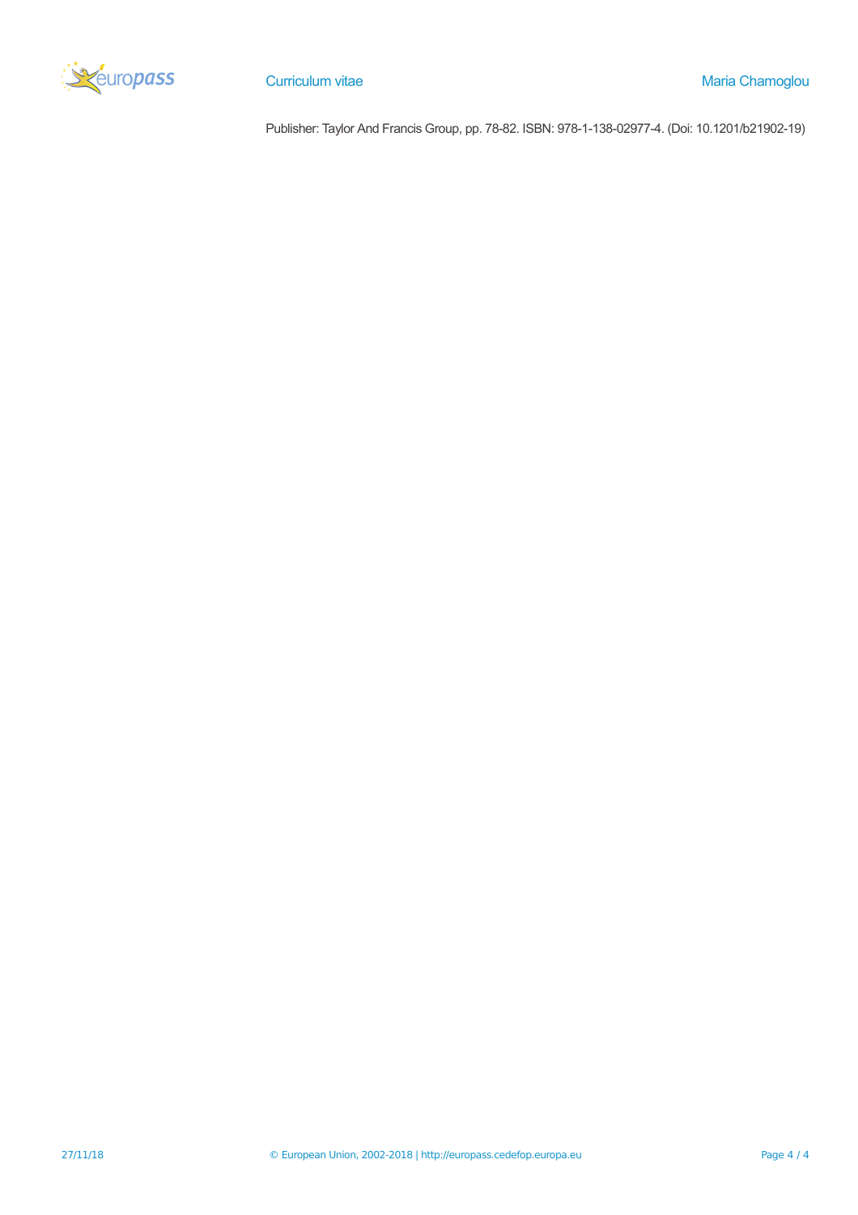Publisher: Taylor And Francis Group, pp. 78-82. ISBN: 978-1-138-02977-4. (Doi: 10.1201/b21902-19)